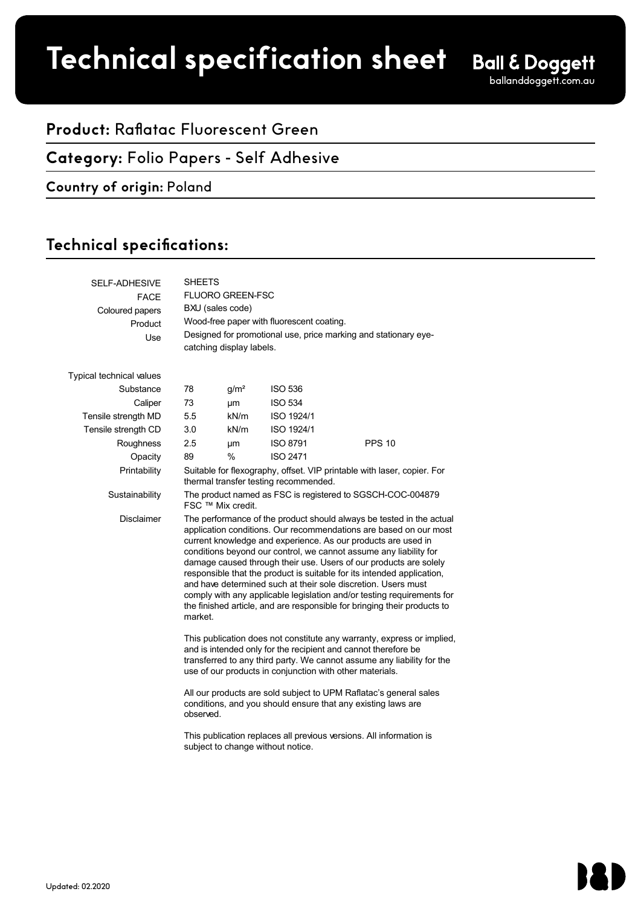# Technical specification sheet

Ball & Doggett
balanddoggett.com.au

**Product:** Raflatac Fluorescent Green

**Category:** Folio Papers - Self Adhesive

**Country of origin:** Poland

## Technical specifications:

| | | | | |
|---|---|---|---|---|
| SELF-ADHESIVE | SHEETS | | | |
| FACE | FLUORO GREEN-FSC | | | |
| Coloured papers | BXU (sales code) | | | |
| Product | Wood-free paper with fluorescent coating. | | | |
| Use | Designed for promotional use, price marking and stationary eye-catching display labels. | | | |
| Typical technical values | | | | |
| Substance | 78 | g/m² | ISO 536 | |
| Caliper | 73 | µm | ISO 534 | |
| Tensile strength MD | 5.5 | kN/m | ISO 1924/1 | |
| Tensile strength CD | 3.0 | kN/m | ISO 1924/1 | |
| Roughness | 2.5 | µm | ISO 8791 | PPS 10 |
| Opacity | 89 | % | ISO 2471 | |
| Printability | Suitable for flexography, offset. VIP printable with laser, copier. For thermal transfer testing recommended. | | | |
| Sustainability | The product named as FSC is registered to SGSCH-COC-004879 FSC ™ Mix credit. | | | |

**Disclaimer**

The performance of the product should always be tested in the actual application conditions. Our recommendations are based on our most current knowledge and experience. As our products are used in conditions beyond our control, we cannot assume any liability for damage caused through their use. Users of our products are solely responsible that the product is suitable for its intended application, and have determined such at their sole discretion. Users must comply with any applicable legislation and/or testing requirements for the finished article, and are responsible for bringing their products to market.

This publication does not constitute any warranty, express or implied, and is intended only for the recipient and cannot therefore be transferred to any third party. We cannot assume any liability for the use of our products in conjunction with other materials.

All our products are sold subject to UPM Raflatac's general sales conditions, and you should ensure that any existing laws are observed.

This publication replaces all previous versions. All information is subject to change without notice.

Updated: 02.2020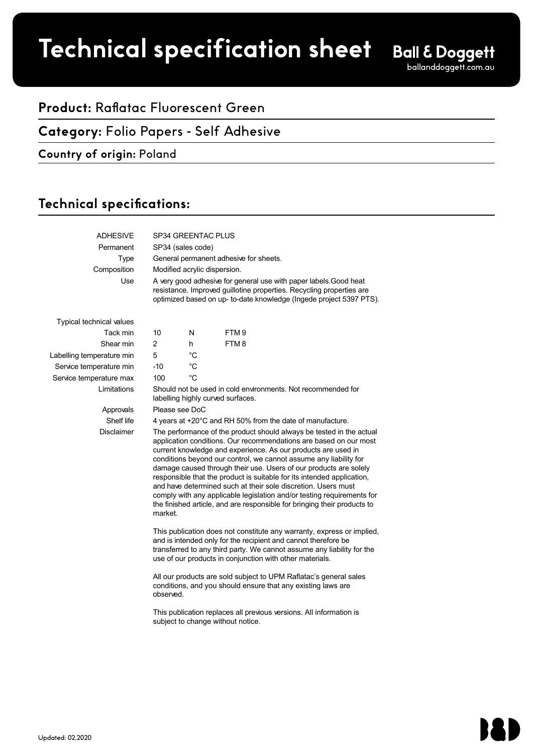# Technical specification sheet

**Ball & Doggett**
ballanddoggett.com.au

## **Product:** Raflatac Fluorescent Green

## **Category:** Folio Papers - Self Adhesive

### **Country of origin:** Poland

## Technical specifications:

| | | | |
|---|---|---|---|
| ADHESIVE | SP34 GREENTAC PLUS | | |
| Permanent | SP34 (sales code) | | |
| Type | General permanent adhesive for sheets. | | |
| Composition | Modified acrylic dispersion. | | |
| Use | A very good adhesive for general use with paper labels.Good heat resistance. Improved guillotine properties. Recycling properties are optimized based on up- to-date knowledge (Ingede project 5397 PTS). | | |
| Typical technical values | | | |
| Tack min | 10 | N | FTM 9 |
| Shear min | 2 | h | FTM 8 |
| Labelling temperature min | 5 | °C | |
| Service temperature min | -10 | °C | |
| Service temperature max | 100 | °C | |
| Limitations | Should not be used in cold environments. Not recommended for labelling highly curved surfaces. | | |
| Approvals | Please see DoC | | |
| Shelf life | 4 years at +20°C and RH 50% from the date of manufacture. | | |

Disclaimer

The performance of the product should always be tested in the actual application conditions. Our recommendations are based on our most current knowledge and experience. As our products are used in conditions beyond our control, we cannot assume any liability for damage caused through their use. Users of our products are solely responsible that the product is suitable for its intended application, and have determined such at their sole discretion. Users must comply with any applicable legislation and/or testing requirements for the finished article, and are responsible for bringing their products to market.

This publication does not constitute any warranty, express or implied, and is intended only for the recipient and cannot therefore be transferred to any third party. We cannot assume any liability for the use of our products in conjunction with other materials.

All our products are sold subject to UPM Raflatac's general sales conditions, and you should ensure that any existing laws are observed.

This publication replaces all previous versions. All information is subject to change without notice.

Updated: 02.2020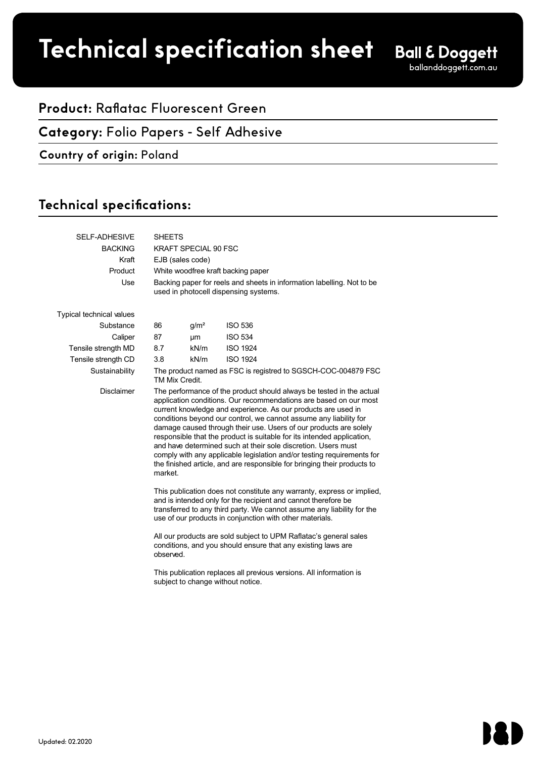# Technical specification sheet

**Ball & Doggett**
balldoggett.com.au

## **Product:** Raflatac Fluorescent Green

## **Category:** Folio Papers - Self Adhesive

**Country of origin:** Poland

## Technical specifications:

| | | | |
|---|---|---|---|
| SELF-ADHESIVE | SHEETS | | |
| BACKING | KRAFT SPECIAL 90 FSC | | |
| Kraft | EJB (sales code) | | |
| Product | White woodfree kraft backing paper | | |
| Use | Backing paper for reels and sheets in information labelling. Not to be used in photocell dispensing systems. | | |
| Typical technical values | | | |
| Substance | 86 | g/m² | ISO 536 |
| Caliper | 87 | µm | ISO 534 |
| Tensile strength MD | 8.7 | kN/m | ISO 1924 |
| Tensile strength CD | 3.8 | kN/m | ISO 1924 |
| Sustainability | The product named as FSC is registred to SGSCH-COC-004879 FSC TM Mix Credit. | | |
| Disclaimer | The performance of the product should always be tested in the actual application conditions. Our recommendations are based on our most current knowledge and experience. As our products are used in conditions beyond our control, we cannot assume any liability for damage caused through their use. Users of our products are solely responsible that the product is suitable for its intended application, and have determined such at their sole discretion. Users must comply with any applicable legislation and/or testing requirements for the finished article, and are responsible for bringing their products to market. | | |

This publication does not constitute any warranty, express or implied, and is intended only for the recipient and cannot therefore be transferred to any third party. We cannot assume any liability for the use of our products in conjunction with other materials.

All our products are sold subject to UPM Raflatac's general sales conditions, and you should ensure that any existing laws are observed.

This publication replaces all previous versions. All information is subject to change without notice.

Updated: 02.2020